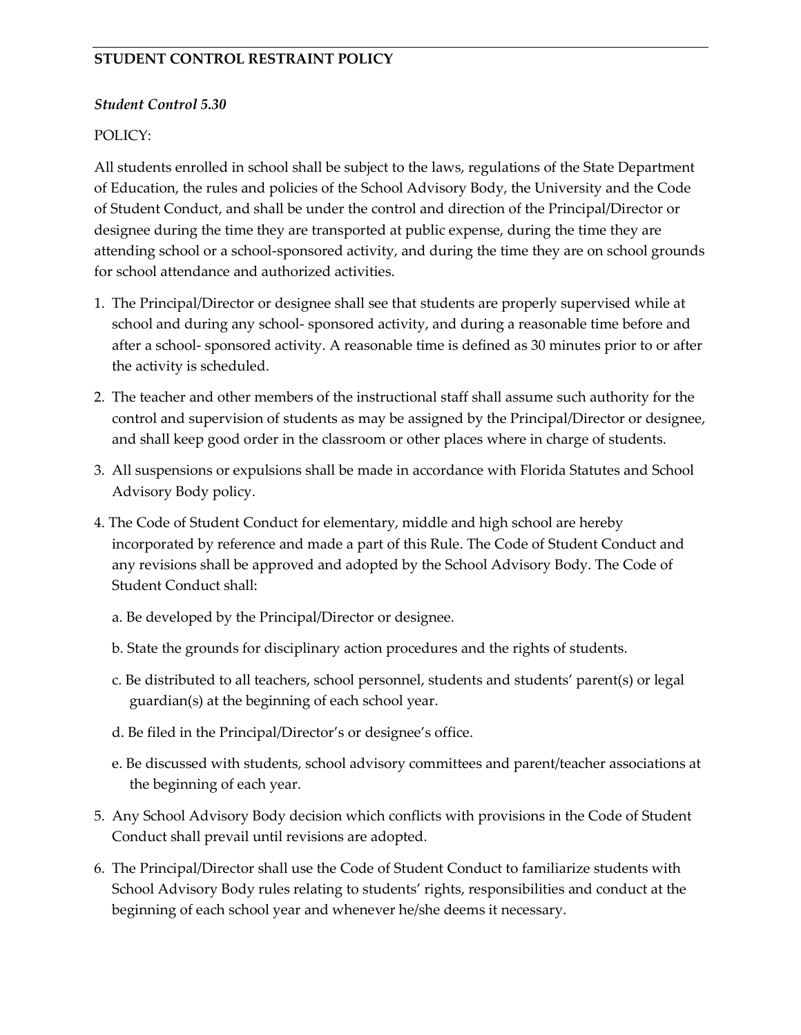# STUDENT CONTROL RESTRAINT POLICY

***Student Control 5.30***

POLICY:

All students enrolled in school shall be subject to the laws, regulations of the State Department of Education, the rules and policies of the School Advisory Body, the University and the Code of Student Conduct, and shall be under the control and direction of the Principal/Director or designee during the time they are transported at public expense, during the time they are attending school or a school-sponsored activity, and during the time they are on school grounds for school attendance and authorized activities.

1. The Principal/Director or designee shall see that students are properly supervised while at school and during any school- sponsored activity, and during a reasonable time before and after a school- sponsored activity. A reasonable time is defined as 30 minutes prior to or after the activity is scheduled.
2. The teacher and other members of the instructional staff shall assume such authority for the control and supervision of students as may be assigned by the Principal/Director or designee, and shall keep good order in the classroom or other places where in charge of students.
3. All suspensions or expulsions shall be made in accordance with Florida Statutes and School Advisory Body policy.
4. The Code of Student Conduct for elementary, middle and high school are hereby incorporated by reference and made a part of this Rule. The Code of Student Conduct and any revisions shall be approved and adopted by the School Advisory Body. The Code of Student Conduct shall:
   a. Be developed by the Principal/Director or designee.
   b. State the grounds for disciplinary action procedures and the rights of students.
   c. Be distributed to all teachers, school personnel, students and students' parent(s) or legal guardian(s) at the beginning of each school year.
   d. Be filed in the Principal/Director's or designee's office.
   e. Be discussed with students, school advisory committees and parent/teacher associations at the beginning of each year.
5. Any School Advisory Body decision which conflicts with provisions in the Code of Student Conduct shall prevail until revisions are adopted.
6. The Principal/Director shall use the Code of Student Conduct to familiarize students with School Advisory Body rules relating to students' rights, responsibilities and conduct at the beginning of each school year and whenever he/she deems it necessary.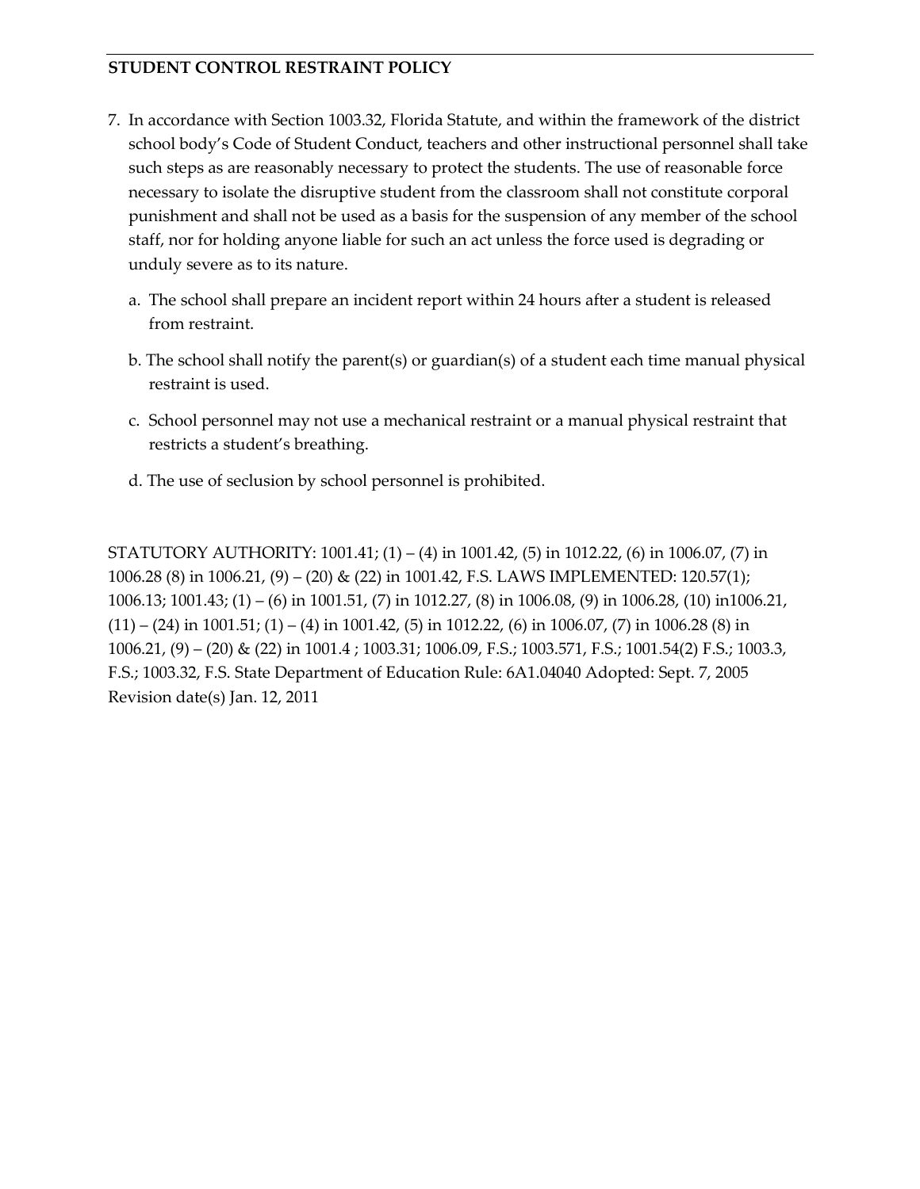7. In accordance with Section 1003.32, Florida Statute, and within the framework of the district school body's Code of Student Conduct, teachers and other instructional personnel shall take such steps as are reasonably necessary to protect the students. The use of reasonable force necessary to isolate the disruptive student from the classroom shall not constitute corporal punishment and shall not be used as a basis for the suspension of any member of the school staff, nor for holding anyone liable for such an act unless the force used is degrading or unduly severe as to its nature.

   a. The school shall prepare an incident report within 24 hours after a student is released from restraint.

   b. The school shall notify the parent(s) or guardian(s) of a student each time manual physical restraint is used.

   c. School personnel may not use a mechanical restraint or a manual physical restraint that restricts a student's breathing.

   d. The use of seclusion by school personnel is prohibited.

STATUTORY AUTHORITY: 1001.41; (1) – (4) in 1001.42, (5) in 1012.22, (6) in 1006.07, (7) in 1006.28 (8) in 1006.21, (9) – (20) & (22) in 1001.42, F.S. LAWS IMPLEMENTED: 120.57(1); 1006.13; 1001.43; (1) – (6) in 1001.51, (7) in 1012.27, (8) in 1006.08, (9) in 1006.28, (10) in1006.21, (11) – (24) in 1001.51; (1) – (4) in 1001.42, (5) in 1012.22, (6) in 1006.07, (7) in 1006.28 (8) in 1006.21, (9) – (20) & (22) in 1001.4 ; 1003.31; 1006.09, F.S.; 1003.571, F.S.; 1001.54(2) F.S.; 1003.3, F.S.; 1003.32, F.S. State Department of Education Rule: 6A1.04040 Adopted: Sept. 7, 2005 Revision date(s) Jan. 12, 2011